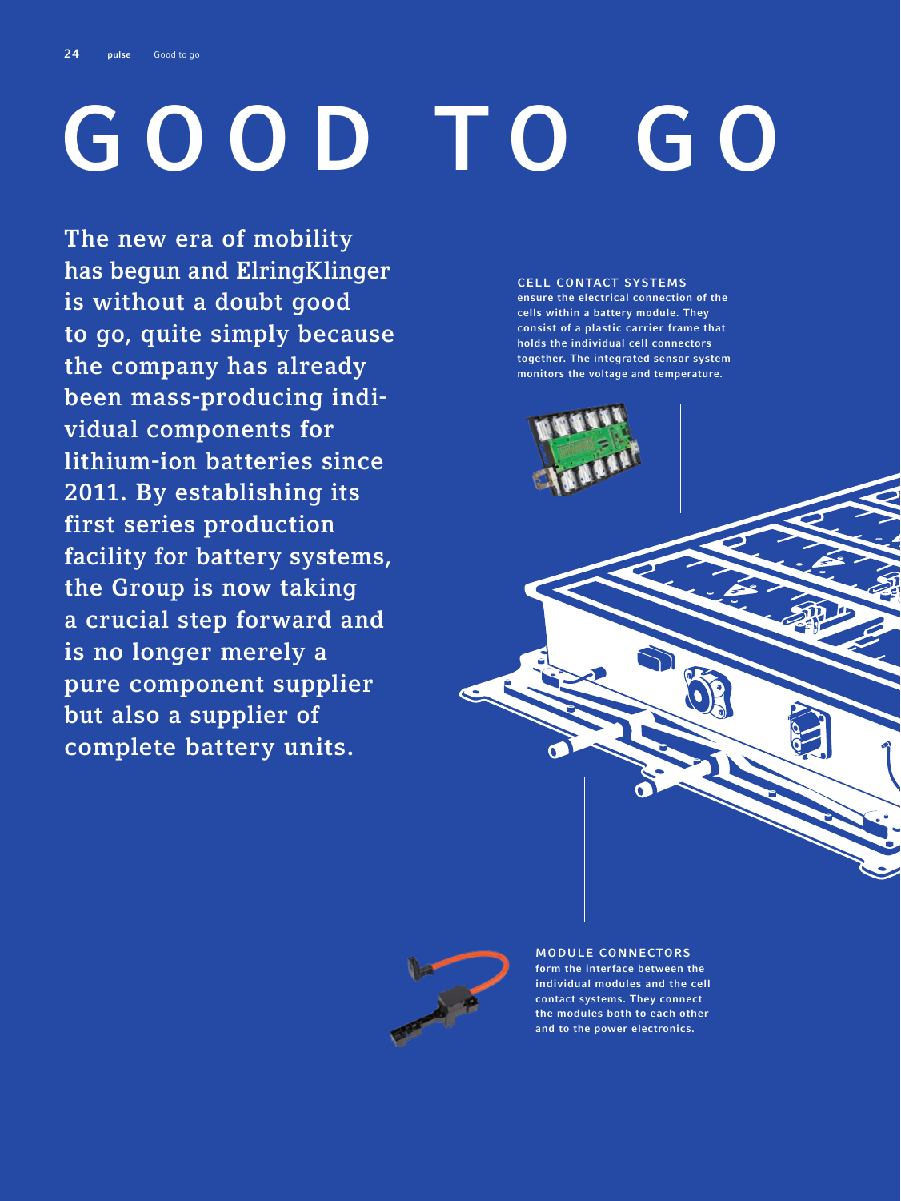# GOOD TO GO

The new era of mobility has begun and ElringKlinger is without a doubt good to go, quite simply because the company has already been mass-producing individual components for lithium-ion batteries since 2011. By establishing its first series production facility for battery systems, the Group is now taking a crucial step forward and is no longer merely a pure component supplier but also a supplier of complete battery units.

**CELL CONTACT SYSTEMS** ensure the electrical connection of the cells within a battery module. They consist of a plastic carrier frame that holds the individual cell connectors together. The integrated sensor system monitors the voltage and temperature.

**MODULE CONNECTORS** form the interface between the individual modules and the cell contact systems. They connect the modules both to each other and to the power electronics.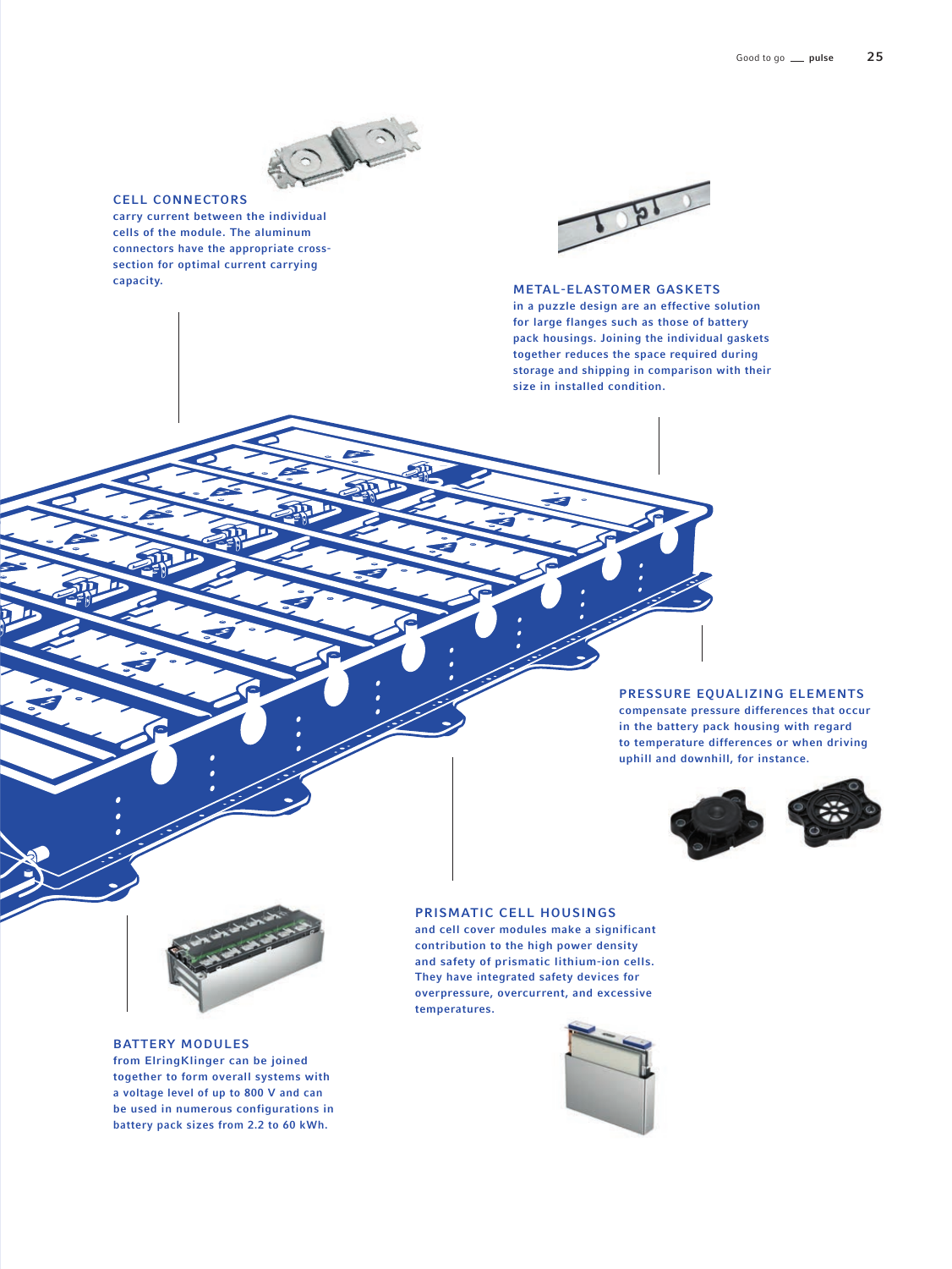## CELL CONNECTORS

carry current between the individual cells of the module. The aluminum connectors have the appropriate cross-section for optimal current carrying capacity.

## METAL-ELASTOMER GASKETS

in a puzzle design are an effective solution for large flanges such as those of battery pack housings. Joining the individual gaskets together reduces the space required during storage and shipping in comparison with their size in installed condition.

## PRESSURE EQUALIZING ELEMENTS

compensate pressure differences that occur in the battery pack housing with regard to temperature differences or when driving uphill and downhill, for instance.

## PRISMATIC CELL HOUSINGS

and cell cover modules make a significant contribution to the high power density and safety of prismatic lithium-ion cells. They have integrated safety devices for overpressure, overcurrent, and excessive temperatures.

## BATTERY MODULES

from ElringKlinger can be joined together to form overall systems with a voltage level of up to 800 V and can be used in numerous configurations in battery pack sizes from 2.2 to 60 kWh.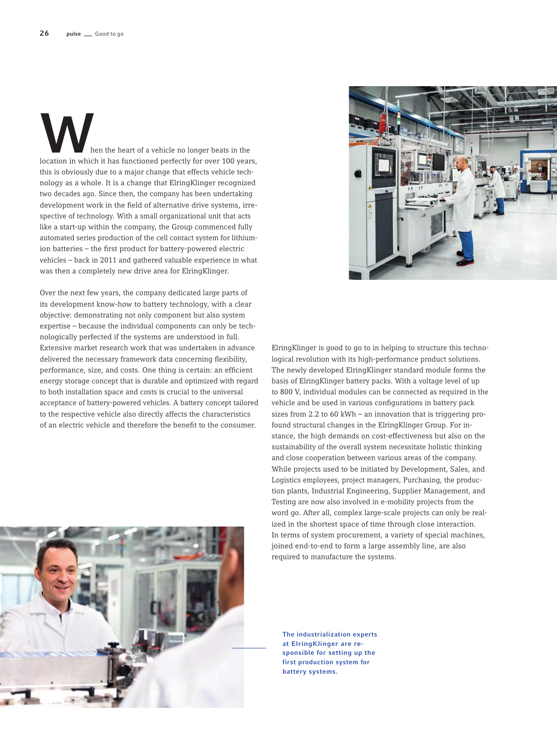When the heart of a vehicle no longer beats in the location in which it has functioned perfectly for over 100 years, this is obviously due to a major change that effects vehicle technology as a whole. It is a change that ElringKlinger recognized two decades ago. Since then, the company has been undertaking development work in the field of alternative drive systems, irrespective of technology. With a small organizational unit that acts like a start-up within the company, the Group commenced fully automated series production of the cell contact system for lithium-ion batteries – the first product for battery-powered electric vehicles – back in 2011 and gathered valuable experience in what was then a completely new drive area for ElringKlinger.

Over the next few years, the company dedicated large parts of its development know-how to battery technology, with a clear objective: demonstrating not only component but also system expertise – because the individual components can only be technologically perfected if the systems are understood in full. Extensive market research work that was undertaken in advance delivered the necessary framework data concerning flexibility, performance, size, and costs. One thing is certain: an efficient energy storage concept that is durable and optimized with regard to both installation space and costs is crucial to the universal acceptance of battery-powered vehicles. A battery concept tailored to the respective vehicle also directly affects the characteristics of an electric vehicle and therefore the benefit to the consumer.

ElringKlinger is good to go to in helping to structure this technological revolution with its high-performance product solutions. The newly developed ElringKlinger standard module forms the basis of ElringKlinger battery packs. With a voltage level of up to 800 V, individual modules can be connected as required in the vehicle and be used in various configurations in battery pack sizes from 2.2 to 60 kWh – an innovation that is triggering profound structural changes in the ElringKlinger Group. For instance, the high demands on cost-effectiveness but also on the sustainability of the overall system necessitate holistic thinking and close cooperation between various areas of the company. While projects used to be initiated by Development, Sales, and Logistics employees, project managers, Purchasing, the production plants, Industrial Engineering, Supplier Management, and Testing are now also involved in e-mobility projects from the word go. After all, complex large-scale projects can only be realized in the shortest space of time through close interaction. In terms of system procurement, a variety of special machines, joined end-to-end to form a large assembly line, are also required to manufacture the systems.

**The industrialization experts at ElringKlinger are responsible for setting up the first production system for battery systems.**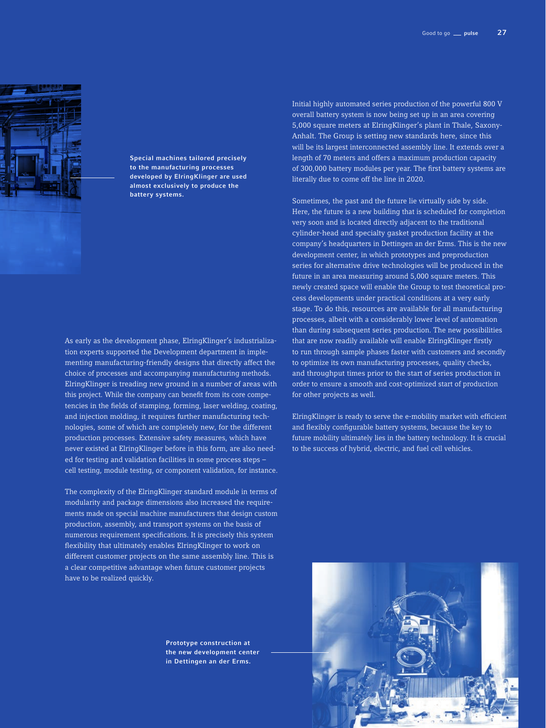Special machines tailored precisely to the manufacturing processes developed by ElringKlinger are used almost exclusively to produce the battery systems.

As early as the development phase, ElringKlinger's industrialization experts supported the Development department in implementing manufacturing-friendly designs that directly affect the choice of processes and accompanying manufacturing methods. ElringKlinger is treading new ground in a number of areas with this project. While the company can benefit from its core competencies in the fields of stamping, forming, laser welding, coating, and injection molding, it requires further manufacturing technologies, some of which are completely new, for the different production processes. Extensive safety measures, which have never existed at ElringKlinger before in this form, are also needed for testing and validation facilities in some process steps – cell testing, module testing, or component validation, for instance.

The complexity of the ElringKlinger standard module in terms of modularity and package dimensions also increased the requirements made on special machine manufacturers that design custom production, assembly, and transport systems on the basis of numerous requirement specifications. It is precisely this system flexibility that ultimately enables ElringKlinger to work on different customer projects on the same assembly line. This is a clear competitive advantage when future customer projects have to be realized quickly.

Initial highly automated series production of the powerful 800 V overall battery system is now being set up in an area covering 5,000 square meters at ElringKlinger's plant in Thale, Saxony-Anhalt. The Group is setting new standards here, since this will be its largest interconnected assembly line. It extends over a length of 70 meters and offers a maximum production capacity of 300,000 battery modules per year. The first battery systems are literally due to come off the line in 2020.

Sometimes, the past and the future lie virtually side by side. Here, the future is a new building that is scheduled for completion very soon and is located directly adjacent to the traditional cylinder-head and specialty gasket production facility at the company's headquarters in Dettingen an der Erms. This is the new development center, in which prototypes and preproduction series for alternative drive technologies will be produced in the future in an area measuring around 5,000 square meters. This newly created space will enable the Group to test theoretical process developments under practical conditions at a very early stage. To do this, resources are available for all manufacturing processes, albeit with a considerably lower level of automation than during subsequent series production. The new possibilities that are now readily available will enable ElringKlinger firstly to run through sample phases faster with customers and secondly to optimize its own manufacturing processes, quality checks, and throughput times prior to the start of series production in order to ensure a smooth and cost-optimized start of production for other projects as well.

ElringKlinger is ready to serve the e-mobility market with efficient and flexibly configurable battery systems, because the key to future mobility ultimately lies in the battery technology. It is crucial to the success of hybrid, electric, and fuel cell vehicles.

Prototype construction at the new development center in Dettingen an der Erms.